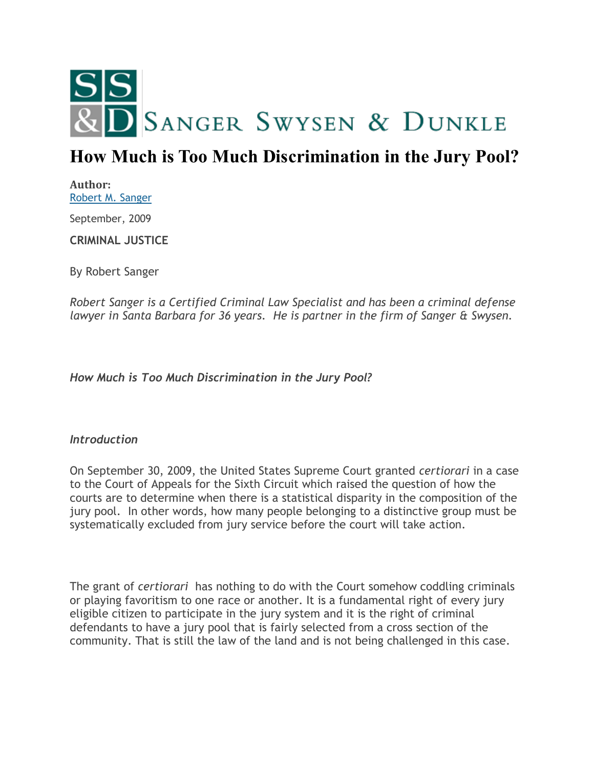SANGER SWYSEN & DUNKLE

# How Much is Too Much Discrimination in the Jury Pool?

**Author:**
Robert M. Sanger

September, 2009

**CRIMINAL JUSTICE**

By Robert Sanger

*Robert Sanger is a Certified Criminal Law Specialist and has been a criminal defense lawyer in Santa Barbara for 36 years. He is partner in the firm of Sanger & Swysen.*

*How Much is Too Much Discrimination in the Jury Pool?*

*Introduction*

On September 30, 2009, the United States Supreme Court granted *certiorari* in a case to the Court of Appeals for the Sixth Circuit which raised the question of how the courts are to determine when there is a statistical disparity in the composition of the jury pool. In other words, how many people belonging to a distinctive group must be systematically excluded from jury service before the court will take action.

The grant of *certiorari* has nothing to do with the Court somehow coddling criminals or playing favoritism to one race or another. It is a fundamental right of every jury eligible citizen to participate in the jury system and it is the right of criminal defendants to have a jury pool that is fairly selected from a cross section of the community. That is still the law of the land and is not being challenged in this case.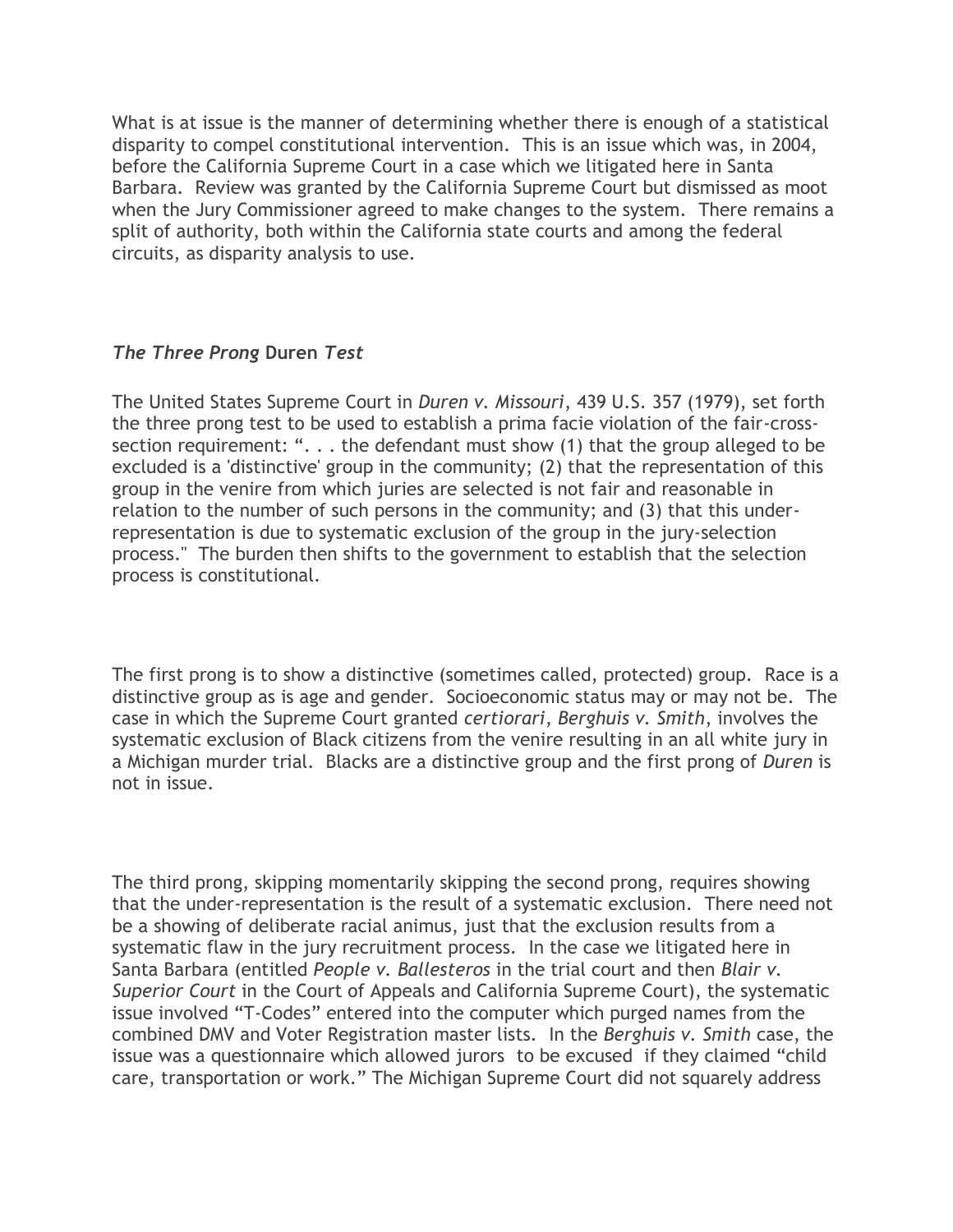What is at issue is the manner of determining whether there is enough of a statistical disparity to compel constitutional intervention. This is an issue which was, in 2004, before the California Supreme Court in a case which we litigated here in Santa Barbara. Review was granted by the California Supreme Court but dismissed as moot when the Jury Commissioner agreed to make changes to the system. There remains a split of authority, both within the California state courts and among the federal circuits, as disparity analysis to use.

### *The Three Prong* **Duren** *Test*

The United States Supreme Court in *Duren v. Missouri*, 439 U.S. 357 (1979), set forth the three prong test to be used to establish a prima facie violation of the fair-cross-section requirement: ". . . the defendant must show (1) that the group alleged to be excluded is a 'distinctive' group in the community; (2) that the representation of this group in the venire from which juries are selected is not fair and reasonable in relation to the number of such persons in the community; and (3) that this under-representation is due to systematic exclusion of the group in the jury-selection process." The burden then shifts to the government to establish that the selection process is constitutional.

The first prong is to show a distinctive (sometimes called, protected) group. Race is a distinctive group as is age and gender. Socioeconomic status may or may not be. The case in which the Supreme Court granted *certiorari*, *Berghuis v. Smith*, involves the systematic exclusion of Black citizens from the venire resulting in an all white jury in a Michigan murder trial. Blacks are a distinctive group and the first prong of *Duren* is not in issue.

The third prong, skipping momentarily skipping the second prong, requires showing that the under-representation is the result of a systematic exclusion. There need not be a showing of deliberate racial animus, just that the exclusion results from a systematic flaw in the jury recruitment process. In the case we litigated here in Santa Barbara (entitled *People v. Ballesteros* in the trial court and then *Blair v. Superior Court* in the Court of Appeals and California Supreme Court), the systematic issue involved "T-Codes" entered into the computer which purged names from the combined DMV and Voter Registration master lists. In the *Berghuis v. Smith* case, the issue was a questionnaire which allowed jurors to be excused if they claimed "child care, transportation or work." The Michigan Supreme Court did not squarely address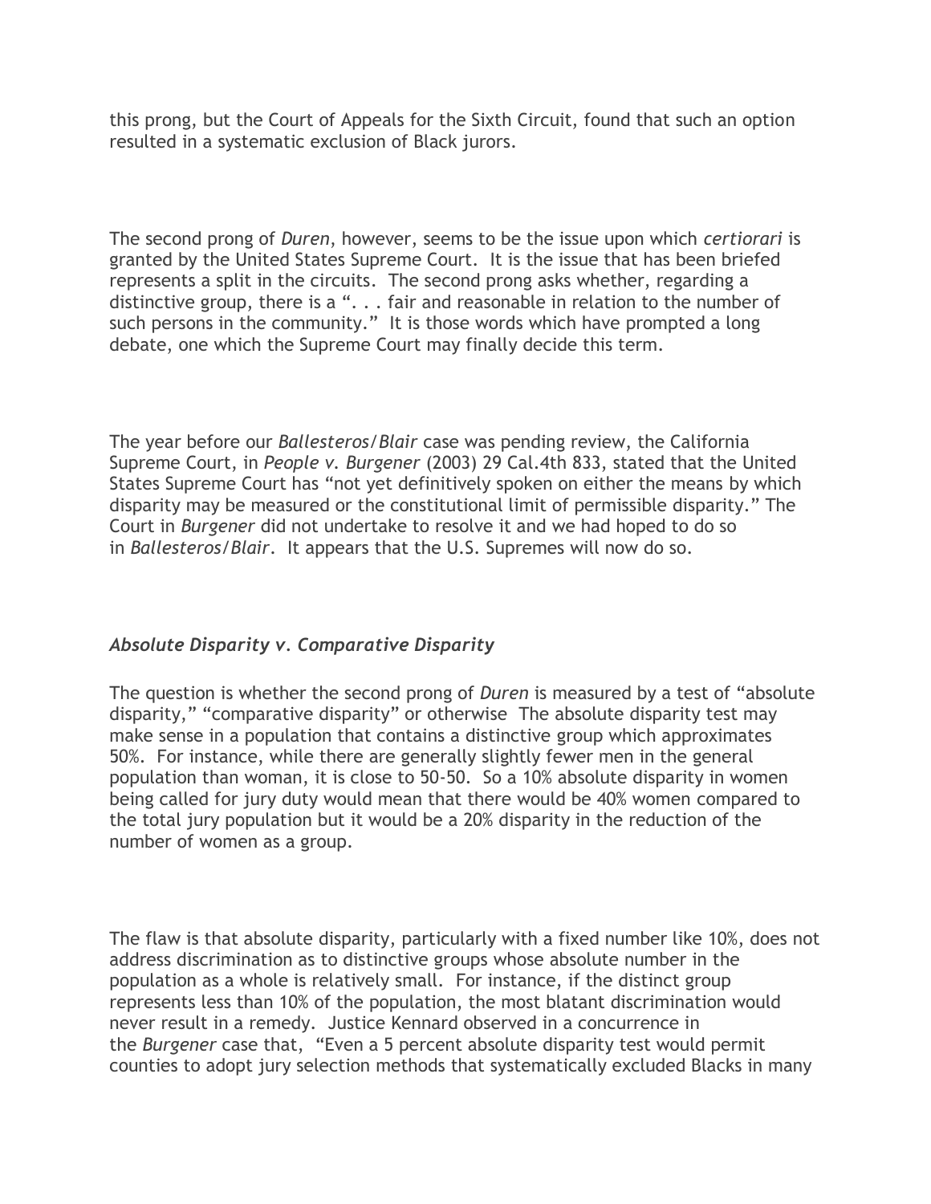this prong, but the Court of Appeals for the Sixth Circuit, found that such an option resulted in a systematic exclusion of Black jurors.

The second prong of *Duren*, however, seems to be the issue upon which *certiorari* is granted by the United States Supreme Court. It is the issue that has been briefed represents a split in the circuits. The second prong asks whether, regarding a distinctive group, there is a ". . . fair and reasonable in relation to the number of such persons in the community." It is those words which have prompted a long debate, one which the Supreme Court may finally decide this term.

The year before our *Ballesteros/Blair* case was pending review, the California Supreme Court, in *People v. Burgener* (2003) 29 Cal.4th 833, stated that the United States Supreme Court has "not yet definitively spoken on either the means by which disparity may be measured or the constitutional limit of permissible disparity." The Court in *Burgener* did not undertake to resolve it and we had hoped to do so in *Ballesteros/Blair*. It appears that the U.S. Supremes will now do so.

### *Absolute Disparity v. Comparative Disparity*

The question is whether the second prong of *Duren* is measured by a test of "absolute disparity," "comparative disparity" or otherwise The absolute disparity test may make sense in a population that contains a distinctive group which approximates 50%. For instance, while there are generally slightly fewer men in the general population than woman, it is close to 50-50. So a 10% absolute disparity in women being called for jury duty would mean that there would be 40% women compared to the total jury population but it would be a 20% disparity in the reduction of the number of women as a group.

The flaw is that absolute disparity, particularly with a fixed number like 10%, does not address discrimination as to distinctive groups whose absolute number in the population as a whole is relatively small. For instance, if the distinct group represents less than 10% of the population, the most blatant discrimination would never result in a remedy. Justice Kennard observed in a concurrence in the *Burgener* case that, "Even a 5 percent absolute disparity test would permit counties to adopt jury selection methods that systematically excluded Blacks in many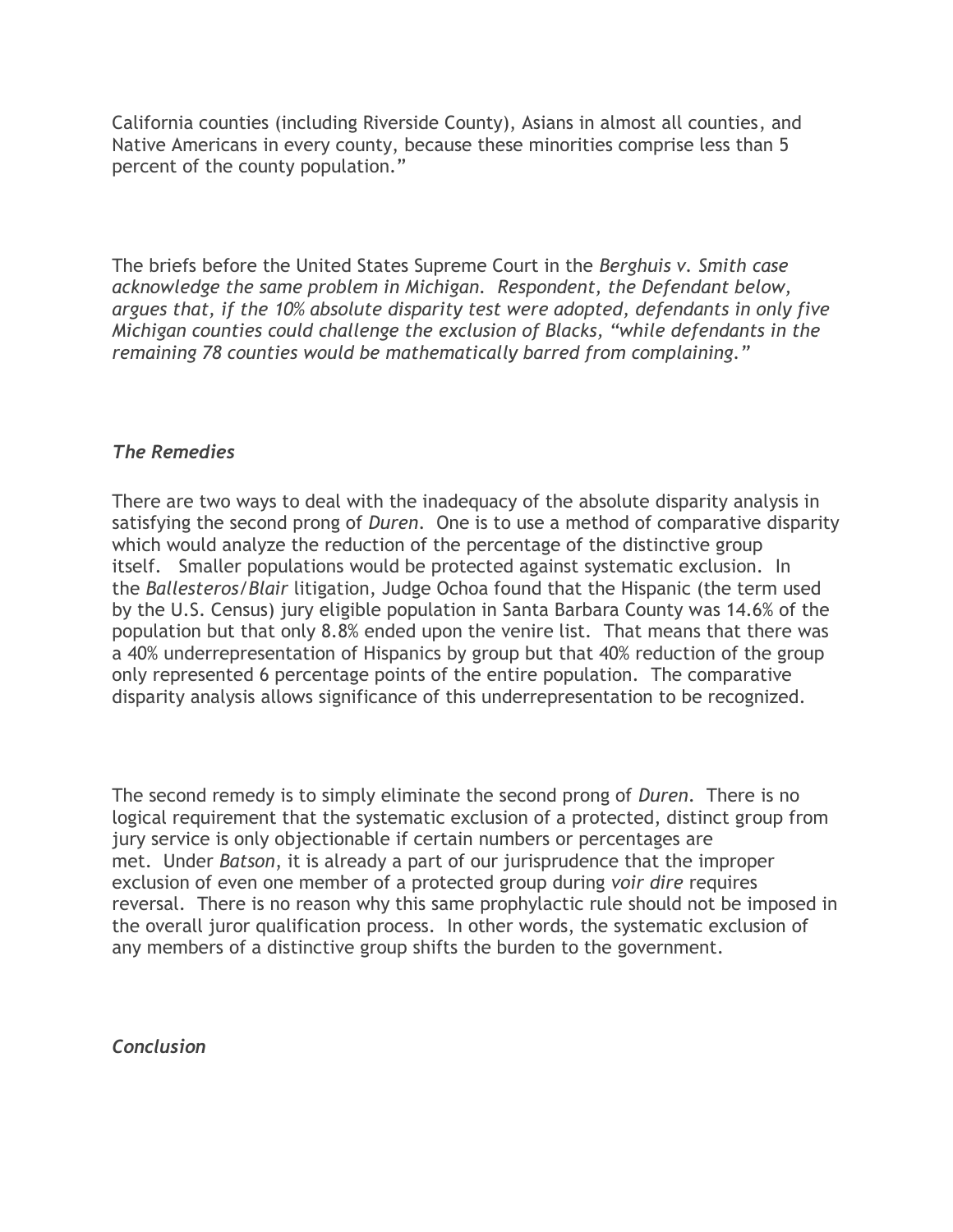California counties (including Riverside County), Asians in almost all counties, and Native Americans in every county, because these minorities comprise less than 5 percent of the county population."

The briefs before the United States Supreme Court in the *Berghuis v. Smith case acknowledge the same problem in Michigan. Respondent, the Defendant below, argues that, if the 10% absolute disparity test were adopted, defendants in only five Michigan counties could challenge the exclusion of Blacks, "while defendants in the remaining 78 counties would be mathematically barred from complaining."*

### *The Remedies*

There are two ways to deal with the inadequacy of the absolute disparity analysis in satisfying the second prong of *Duren*. One is to use a method of comparative disparity which would analyze the reduction of the percentage of the distinctive group itself. Smaller populations would be protected against systematic exclusion. In the *Ballesteros/Blair* litigation, Judge Ochoa found that the Hispanic (the term used by the U.S. Census) jury eligible population in Santa Barbara County was 14.6% of the population but that only 8.8% ended upon the venire list. That means that there was a 40% underrepresentation of Hispanics by group but that 40% reduction of the group only represented 6 percentage points of the entire population. The comparative disparity analysis allows significance of this underrepresentation to be recognized.

The second remedy is to simply eliminate the second prong of *Duren*. There is no logical requirement that the systematic exclusion of a protected, distinct group from jury service is only objectionable if certain numbers or percentages are met. Under *Batson*, it is already a part of our jurisprudence that the improper exclusion of even one member of a protected group during *voir dire* requires reversal. There is no reason why this same prophylactic rule should not be imposed in the overall juror qualification process. In other words, the systematic exclusion of any members of a distinctive group shifts the burden to the government.

### *Conclusion*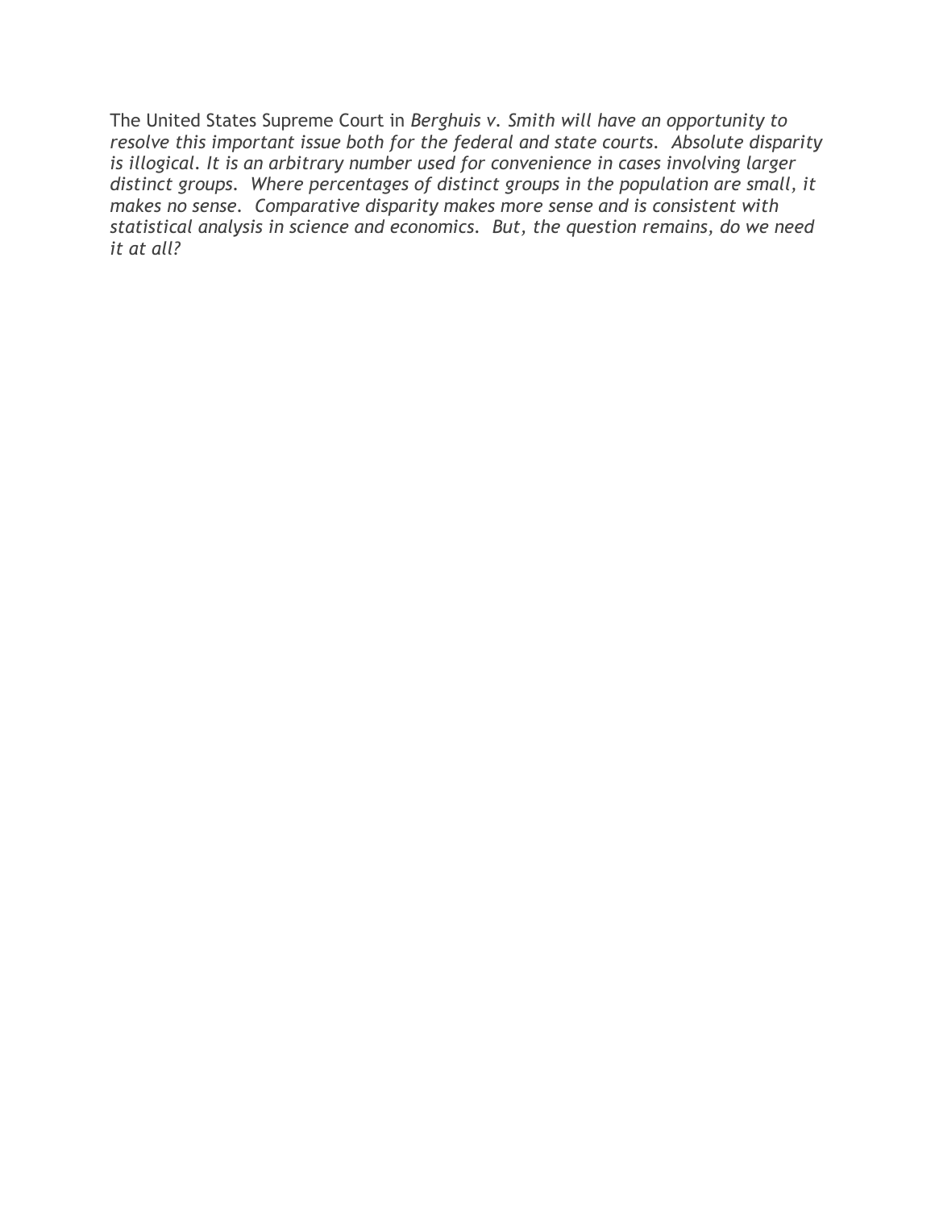The United States Supreme Court in *Berghuis v. Smith will have an opportunity to resolve this important issue both for the federal and state courts. Absolute disparity is illogical. It is an arbitrary number used for convenience in cases involving larger distinct groups. Where percentages of distinct groups in the population are small, it makes no sense. Comparative disparity makes more sense and is consistent with statistical analysis in science and economics. But, the question remains, do we need it at all?*